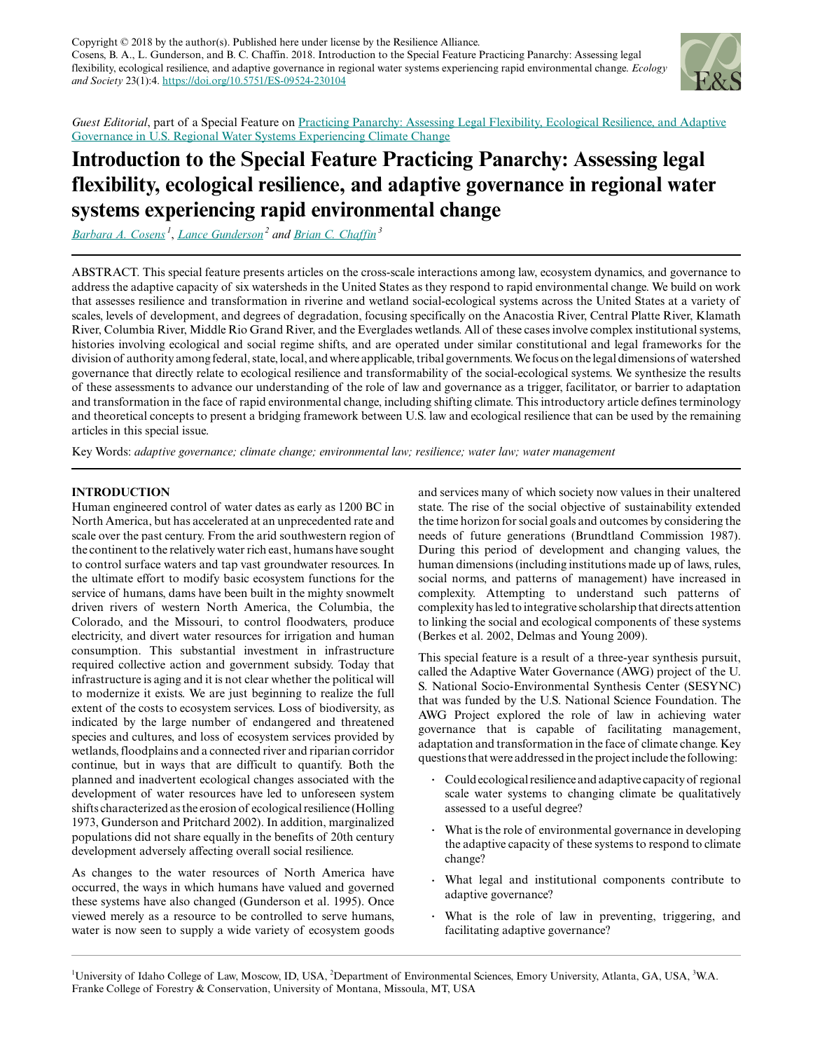Copyright © 2018 by the author(s). Published here under license by the Resilience Alliance.
Cosens, B. A., L. Gunderson, and B. C. Chaffin. 2018. Introduction to the Special Feature Practicing Panarchy: Assessing legal flexibility, ecological resilience, and adaptive governance in regional water systems experiencing rapid environmental change. *Ecology and Society* 23(1):4. https://doi.org/10.5751/ES-09524-230104

*Guest Editorial*, part of a Special Feature on Practicing Panarchy: Assessing Legal Flexibility, Ecological Resilience, and Adaptive Governance in U.S. Regional Water Systems Experiencing Climate Change

# Introduction to the Special Feature Practicing Panarchy: Assessing legal flexibility, ecological resilience, and adaptive governance in regional water systems experiencing rapid environmental change

*Barbara A. Cosens* [1], *Lance Gunderson* [2] and *Brian C. Chaffin* [3]

ABSTRACT. This special feature presents articles on the cross-scale interactions among law, ecosystem dynamics, and governance to address the adaptive capacity of six watersheds in the United States as they respond to rapid environmental change. We build on work that assesses resilience and transformation in riverine and wetland social-ecological systems across the United States at a variety of scales, levels of development, and degrees of degradation, focusing specifically on the Anacostia River, Central Platte River, Klamath River, Columbia River, Middle Rio Grand River, and the Everglades wetlands. All of these cases involve complex institutional systems, histories involving ecological and social regime shifts, and are operated under similar constitutional and legal frameworks for the division of authority among federal, state, local, and where applicable, tribal governments. We focus on the legal dimensions of watershed governance that directly relate to ecological resilience and transformability of the social-ecological systems. We synthesize the results of these assessments to advance our understanding of the role of law and governance as a trigger, facilitator, or barrier to adaptation and transformation in the face of rapid environmental change, including shifting climate. This introductory article defines terminology and theoretical concepts to present a bridging framework between U.S. law and ecological resilience that can be used by the remaining articles in this special issue.

Key Words: *adaptive governance; climate change; environmental law; resilience; water law; water management*

## INTRODUCTION

Human engineered control of water dates as early as 1200 BC in North America, but has accelerated at an unprecedented rate and scale over the past century. From the arid southwestern region of the continent to the relatively water rich east, humans have sought to control surface waters and tap vast groundwater resources. In the ultimate effort to modify basic ecosystem functions for the service of humans, dams have been built in the mighty snowmelt driven rivers of western North America, the Columbia, the Colorado, and the Missouri, to control floodwaters, produce electricity, and divert water resources for irrigation and human consumption. This substantial investment in infrastructure required collective action and government subsidy. Today that infrastructure is aging and it is not clear whether the political will to modernize it exists. We are just beginning to realize the full extent of the costs to ecosystem services. Loss of biodiversity, as indicated by the large number of endangered and threatened species and cultures, and loss of ecosystem services provided by wetlands, floodplains and a connected river and riparian corridor continue, but in ways that are difficult to quantify. Both the planned and inadvertent ecological changes associated with the development of water resources have led to unforeseen system shifts characterized as the erosion of ecological resilience (Holling 1973, Gunderson and Pritchard 2002). In addition, marginalized populations did not share equally in the benefits of 20th century development adversely affecting overall social resilience.

As changes to the water resources of North America have occurred, the ways in which humans have valued and governed these systems have also changed (Gunderson et al. 1995). Once viewed merely as a resource to be controlled to serve humans, water is now seen to supply a wide variety of ecosystem goods and services many of which society now values in their unaltered state. The rise of the social objective of sustainability extended the time horizon for social goals and outcomes by considering the needs of future generations (Brundtland Commission 1987). During this period of development and changing values, the human dimensions (including institutions made up of laws, rules, social norms, and patterns of management) have increased in complexity. Attempting to understand such patterns of complexity has led to integrative scholarship that directs attention to linking the social and ecological components of these systems (Berkes et al. 2002, Delmas and Young 2009).

This special feature is a result of a three-year synthesis pursuit, called the Adaptive Water Governance (AWG) project of the U. S. National Socio-Environmental Synthesis Center (SESYNC) that was funded by the U.S. National Science Foundation. The AWG Project explored the role of law in achieving water governance that is capable of facilitating management, adaptation and transformation in the face of climate change. Key questions that were addressed in the project include the following:

- Could ecological resilience and adaptive capacity of regional scale water systems to changing climate be qualitatively assessed to a useful degree?
- What is the role of environmental governance in developing the adaptive capacity of these systems to respond to climate change?
- What legal and institutional components contribute to adaptive governance?
- What is the role of law in preventing, triggering, and facilitating adaptive governance?

[1] University of Idaho College of Law, Moscow, ID, USA, [2] Department of Environmental Sciences, Emory University, Atlanta, GA, USA, [3] W.A. Franke College of Forestry & Conservation, University of Montana, Missoula, MT, USA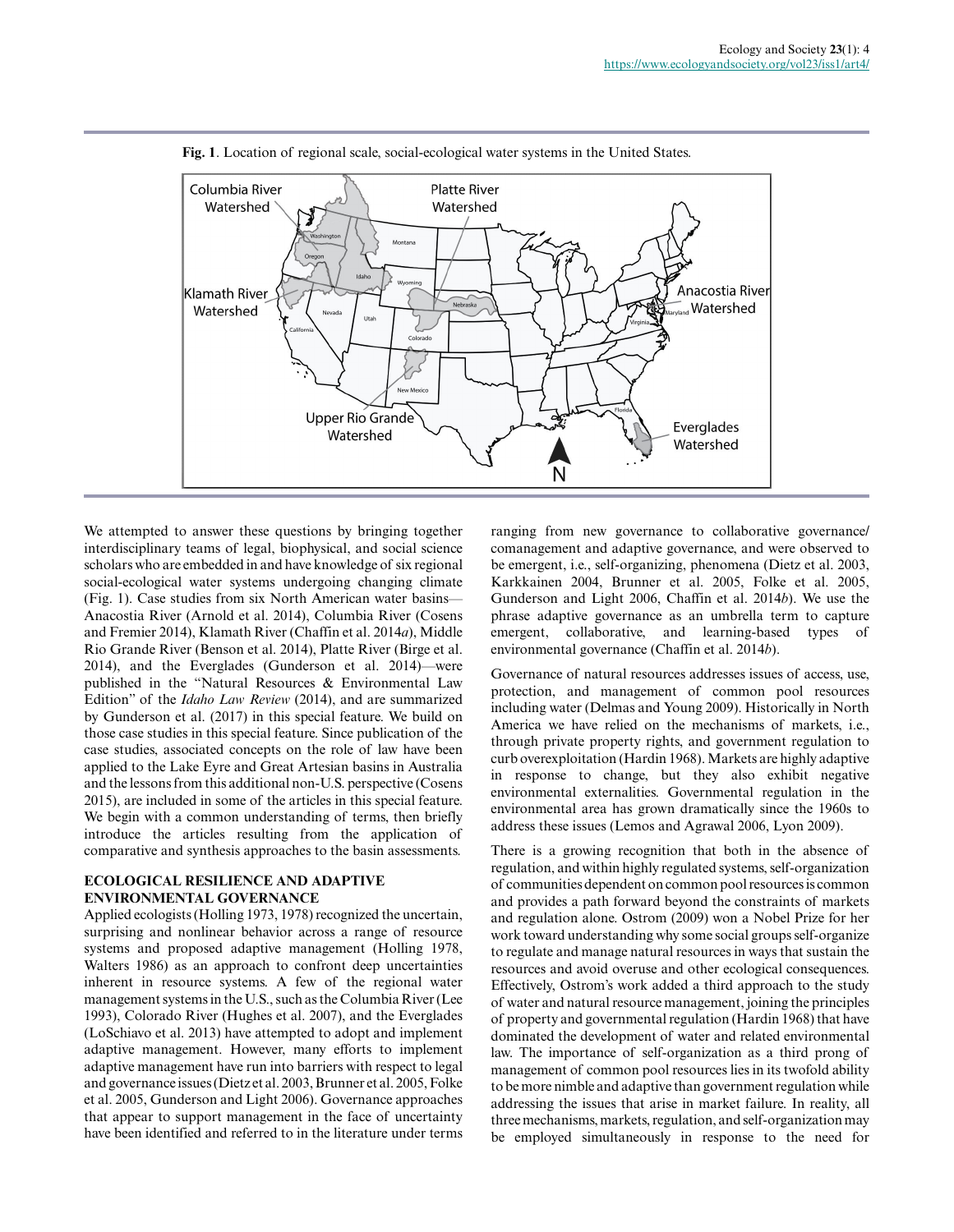**Fig. 1**. Location of regional scale, social-ecological water systems in the United States.

We attempted to answer these questions by bringing together interdisciplinary teams of legal, biophysical, and social science scholars who are embedded in and have knowledge of six regional social-ecological water systems undergoing changing climate (Fig. 1). Case studies from six North American water basins—Anacostia River (Arnold et al. 2014), Columbia River (Cosens and Fremier 2014), Klamath River (Chaffin et al. 2014*a*), Middle Rio Grande River (Benson et al. 2014), Platte River (Birge et al. 2014), and the Everglades (Gunderson et al. 2014)—were published in the "Natural Resources & Environmental Law Edition" of the *Idaho Law Review* (2014), and are summarized by Gunderson et al. (2017) in this special feature. We build on those case studies in this special feature. Since publication of the case studies, associated concepts on the role of law have been applied to the Lake Eyre and Great Artesian basins in Australia and the lessons from this additional non-U.S. perspective (Cosens 2015), are included in some of the articles in this special feature. We begin with a common understanding of terms, then briefly introduce the articles resulting from the application of comparative and synthesis approaches to the basin assessments.

## ECOLOGICAL RESILIENCE AND ADAPTIVE ENVIRONMENTAL GOVERNANCE

Applied ecologists (Holling 1973, 1978) recognized the uncertain, surprising and nonlinear behavior across a range of resource systems and proposed adaptive management (Holling 1978, Walters 1986) as an approach to confront deep uncertainties inherent in resource systems. A few of the regional water management systems in the U.S., such as the Columbia River (Lee 1993), Colorado River (Hughes et al. 2007), and the Everglades (LoSchiavo et al. 2013) have attempted to adopt and implement adaptive management. However, many efforts to implement adaptive management have run into barriers with respect to legal and governance issues (Dietz et al. 2003, Brunner et al. 2005, Folke et al. 2005, Gunderson and Light 2006). Governance approaches that appear to support management in the face of uncertainty have been identified and referred to in the literature under terms ranging from new governance to collaborative governance/comanagement and adaptive governance, and were observed to be emergent, i.e., self-organizing, phenomena (Dietz et al. 2003, Karkkainen 2004, Brunner et al. 2005, Folke et al. 2005, Gunderson and Light 2006, Chaffin et al. 2014*b*). We use the phrase adaptive governance as an umbrella term to capture emergent, collaborative, and learning-based types of environmental governance (Chaffin et al. 2014*b*).

Governance of natural resources addresses issues of access, use, protection, and management of common pool resources including water (Delmas and Young 2009). Historically in North America we have relied on the mechanisms of markets, i.e., through private property rights, and government regulation to curb overexploitation (Hardin 1968). Markets are highly adaptive in response to change, but they also exhibit negative environmental externalities. Governmental regulation in the environmental area has grown dramatically since the 1960s to address these issues (Lemos and Agrawal 2006, Lyon 2009).

There is a growing recognition that both in the absence of regulation, and within highly regulated systems, self-organization of communities dependent on common pool resources is common and provides a path forward beyond the constraints of markets and regulation alone. Ostrom (2009) won a Nobel Prize for her work toward understanding why some social groups self-organize to regulate and manage natural resources in ways that sustain the resources and avoid overuse and other ecological consequences. Effectively, Ostrom's work added a third approach to the study of water and natural resource management, joining the principles of property and governmental regulation (Hardin 1968) that have dominated the development of water and related environmental law. The importance of self-organization as a third prong of management of common pool resources lies in its twofold ability to be more nimble and adaptive than government regulation while addressing the issues that arise in market failure. In reality, all three mechanisms, markets, regulation, and self-organization may be employed simultaneously in response to the need for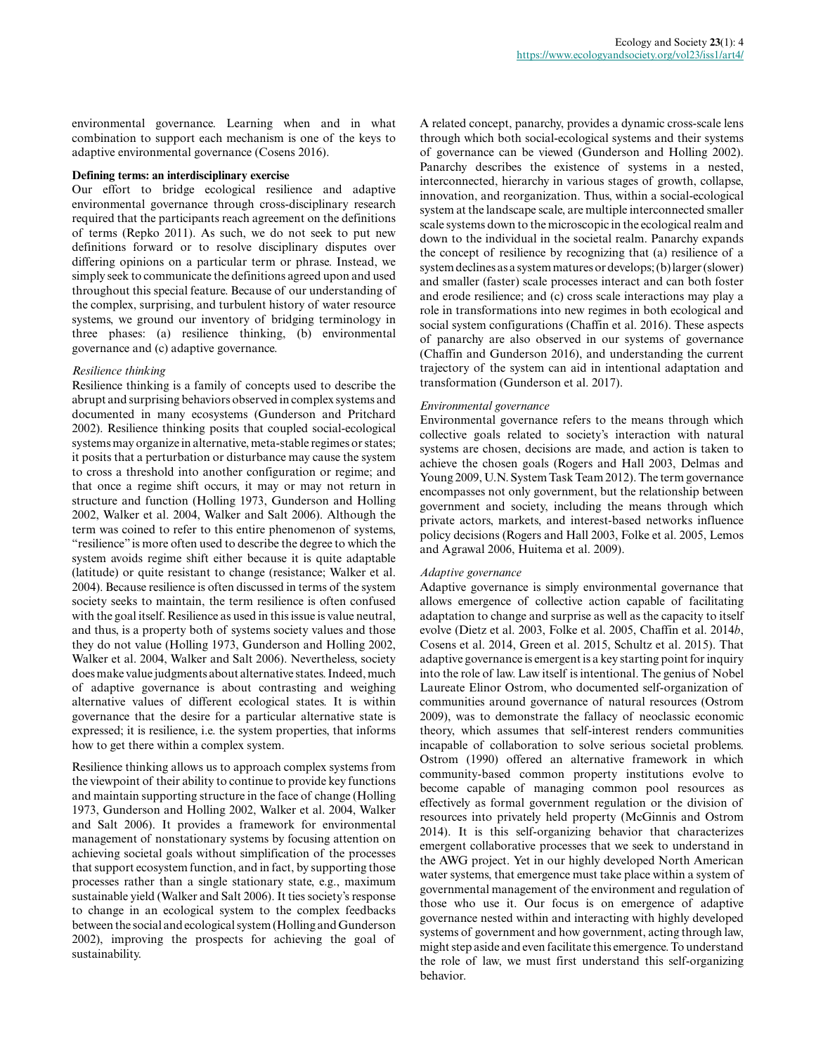environmental governance. Learning when and in what combination to support each mechanism is one of the keys to adaptive environmental governance (Cosens 2016).

**Defining terms: an interdisciplinary exercise**

Our effort to bridge ecological resilience and adaptive environmental governance through cross-disciplinary research required that the participants reach agreement on the definitions of terms (Repko 2011). As such, we do not seek to put new definitions forward or to resolve disciplinary disputes over differing opinions on a particular term or phrase. Instead, we simply seek to communicate the definitions agreed upon and used throughout this special feature. Because of our understanding of the complex, surprising, and turbulent history of water resource systems, we ground our inventory of bridging terminology in three phases: (a) resilience thinking, (b) environmental governance and (c) adaptive governance.

*Resilience thinking*

Resilience thinking is a family of concepts used to describe the abrupt and surprising behaviors observed in complex systems and documented in many ecosystems (Gunderson and Pritchard 2002). Resilience thinking posits that coupled social-ecological systems may organize in alternative, meta-stable regimes or states; it posits that a perturbation or disturbance may cause the system to cross a threshold into another configuration or regime; and that once a regime shift occurs, it may or may not return in structure and function (Holling 1973, Gunderson and Holling 2002, Walker et al. 2004, Walker and Salt 2006). Although the term was coined to refer to this entire phenomenon of systems, "resilience" is more often used to describe the degree to which the system avoids regime shift either because it is quite adaptable (latitude) or quite resistant to change (resistance; Walker et al. 2004). Because resilience is often discussed in terms of the system society seeks to maintain, the term resilience is often confused with the goal itself. Resilience as used in this issue is value neutral, and thus, is a property both of systems society values and those they do not value (Holling 1973, Gunderson and Holling 2002, Walker et al. 2004, Walker and Salt 2006). Nevertheless, society does make value judgments about alternative states. Indeed, much of adaptive governance is about contrasting and weighing alternative values of different ecological states. It is within governance that the desire for a particular alternative state is expressed; it is resilience, i.e. the system properties, that informs how to get there within a complex system.

Resilience thinking allows us to approach complex systems from the viewpoint of their ability to continue to provide key functions and maintain supporting structure in the face of change (Holling 1973, Gunderson and Holling 2002, Walker et al. 2004, Walker and Salt 2006). It provides a framework for environmental management of nonstationary systems by focusing attention on achieving societal goals without simplification of the processes that support ecosystem function, and in fact, by supporting those processes rather than a single stationary state, e.g., maximum sustainable yield (Walker and Salt 2006). It ties society's response to change in an ecological system to the complex feedbacks between the social and ecological system (Holling and Gunderson 2002), improving the prospects for achieving the goal of sustainability.

A related concept, panarchy, provides a dynamic cross-scale lens through which both social-ecological systems and their systems of governance can be viewed (Gunderson and Holling 2002). Panarchy describes the existence of systems in a nested, interconnected, hierarchy in various stages of growth, collapse, innovation, and reorganization. Thus, within a social-ecological system at the landscape scale, are multiple interconnected smaller scale systems down to the microscopic in the ecological realm and down to the individual in the societal realm. Panarchy expands the concept of resilience by recognizing that (a) resilience of a system declines as a system matures or develops; (b) larger (slower) and smaller (faster) scale processes interact and can both foster and erode resilience; and (c) cross scale interactions may play a role in transformations into new regimes in both ecological and social system configurations (Chaffin et al. 2016). These aspects of panarchy are also observed in our systems of governance (Chaffin and Gunderson 2016), and understanding the current trajectory of the system can aid in intentional adaptation and transformation (Gunderson et al. 2017).

*Environmental governance*

Environmental governance refers to the means through which collective goals related to society's interaction with natural systems are chosen, decisions are made, and action is taken to achieve the chosen goals (Rogers and Hall 2003, Delmas and Young 2009, U.N. System Task Team 2012). The term governance encompasses not only government, but the relationship between government and society, including the means through which private actors, markets, and interest-based networks influence policy decisions (Rogers and Hall 2003, Folke et al. 2005, Lemos and Agrawal 2006, Huitema et al. 2009).

*Adaptive governance*

Adaptive governance is simply environmental governance that allows emergence of collective action capable of facilitating adaptation to change and surprise as well as the capacity to itself evolve (Dietz et al. 2003, Folke et al. 2005, Chaffin et al. 2014*b*, Cosens et al. 2014, Green et al. 2015, Schultz et al. 2015). That adaptive governance is emergent is a key starting point for inquiry into the role of law. Law itself is intentional. The genius of Nobel Laureate Elinor Ostrom, who documented self-organization of communities around governance of natural resources (Ostrom 2009), was to demonstrate the fallacy of neoclassic economic theory, which assumes that self-interest renders communities incapable of collaboration to solve serious societal problems. Ostrom (1990) offered an alternative framework in which community-based common property institutions evolve to become capable of managing common pool resources as effectively as formal government regulation or the division of resources into privately held property (McGinnis and Ostrom 2014). It is this self-organizing behavior that characterizes emergent collaborative processes that we seek to understand in the AWG project. Yet in our highly developed North American water systems, that emergence must take place within a system of governmental management of the environment and regulation of those who use it. Our focus is on emergence of adaptive governance nested within and interacting with highly developed systems of government and how government, acting through law, might step aside and even facilitate this emergence. To understand the role of law, we must first understand this self-organizing behavior.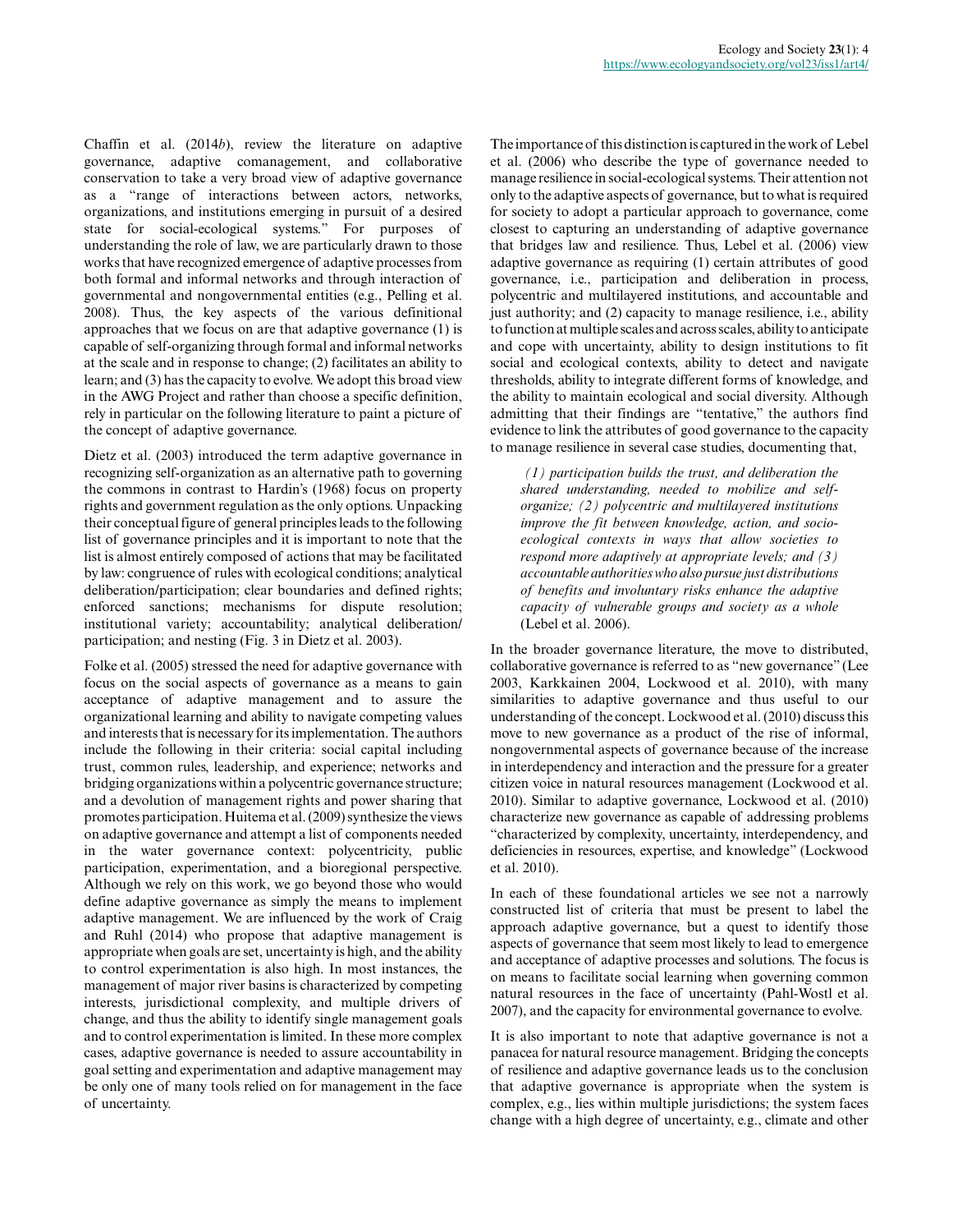Chaffin et al. (2014*b*), review the literature on adaptive governance, adaptive comanagement, and collaborative conservation to take a very broad view of adaptive governance as a "range of interactions between actors, networks, organizations, and institutions emerging in pursuit of a desired state for social-ecological systems." For purposes of understanding the role of law, we are particularly drawn to those works that have recognized emergence of adaptive processes from both formal and informal networks and through interaction of governmental and nongovernmental entities (e.g., Pelling et al. 2008). Thus, the key aspects of the various definitional approaches that we focus on are that adaptive governance (1) is capable of self-organizing through formal and informal networks at the scale and in response to change; (2) facilitates an ability to learn; and (3) has the capacity to evolve. We adopt this broad view in the AWG Project and rather than choose a specific definition, rely in particular on the following literature to paint a picture of the concept of adaptive governance.

Dietz et al. (2003) introduced the term adaptive governance in recognizing self-organization as an alternative path to governing the commons in contrast to Hardin's (1968) focus on property rights and government regulation as the only options. Unpacking their conceptual figure of general principles leads to the following list of governance principles and it is important to note that the list is almost entirely composed of actions that may be facilitated by law: congruence of rules with ecological conditions; analytical deliberation/participation; clear boundaries and defined rights; enforced sanctions; mechanisms for dispute resolution; institutional variety; accountability; analytical deliberation/participation; and nesting (Fig. 3 in Dietz et al. 2003).

Folke et al. (2005) stressed the need for adaptive governance with focus on the social aspects of governance as a means to gain acceptance of adaptive management and to assure the organizational learning and ability to navigate competing values and interests that is necessary for its implementation. The authors include the following in their criteria: social capital including trust, common rules, leadership, and experience; networks and bridging organizations within a polycentric governance structure; and a devolution of management rights and power sharing that promotes participation. Huitema et al. (2009) synthesize the views on adaptive governance and attempt a list of components needed in the water governance context: polycentricity, public participation, experimentation, and a bioregional perspective. Although we rely on this work, we go beyond those who would define adaptive governance as simply the means to implement adaptive management. We are influenced by the work of Craig and Ruhl (2014) who propose that adaptive management is appropriate when goals are set, uncertainty is high, and the ability to control experimentation is also high. In most instances, the management of major river basins is characterized by competing interests, jurisdictional complexity, and multiple drivers of change, and thus the ability to identify single management goals and to control experimentation is limited. In these more complex cases, adaptive governance is needed to assure accountability in goal setting and experimentation and adaptive management may be only one of many tools relied on for management in the face of uncertainty.

The importance of this distinction is captured in the work of Lebel et al. (2006) who describe the type of governance needed to manage resilience in social-ecological systems. Their attention not only to the adaptive aspects of governance, but to what is required for society to adopt a particular approach to governance, come closest to capturing an understanding of adaptive governance that bridges law and resilience. Thus, Lebel et al. (2006) view adaptive governance as requiring (1) certain attributes of good governance, i.e., participation and deliberation in process, polycentric and multilayered institutions, and accountable and just authority; and (2) capacity to manage resilience, i.e., ability to function at multiple scales and across scales, ability to anticipate and cope with uncertainty, ability to design institutions to fit social and ecological contexts, ability to detect and navigate thresholds, ability to integrate different forms of knowledge, and the ability to maintain ecological and social diversity. Although admitting that their findings are "tentative," the authors find evidence to link the attributes of good governance to the capacity to manage resilience in several case studies, documenting that,

> *(1) participation builds the trust, and deliberation the shared understanding, needed to mobilize and self-organize; (2) polycentric and multilayered institutions improve the fit between knowledge, action, and socio-ecological contexts in ways that allow societies to respond more adaptively at appropriate levels; and (3) accountable authorities who also pursue just distributions of benefits and involuntary risks enhance the adaptive capacity of vulnerable groups and society as a whole* (Lebel et al. 2006).

In the broader governance literature, the move to distributed, collaborative governance is referred to as "new governance" (Lee 2003, Karkkainen 2004, Lockwood et al. 2010), with many similarities to adaptive governance and thus useful to our understanding of the concept. Lockwood et al. (2010) discuss this move to new governance as a product of the rise of informal, nongovernmental aspects of governance because of the increase in interdependency and interaction and the pressure for a greater citizen voice in natural resources management (Lockwood et al. 2010). Similar to adaptive governance, Lockwood et al. (2010) characterize new governance as capable of addressing problems "characterized by complexity, uncertainty, interdependency, and deficiencies in resources, expertise, and knowledge" (Lockwood et al. 2010).

In each of these foundational articles we see not a narrowly constructed list of criteria that must be present to label the approach adaptive governance, but a quest to identify those aspects of governance that seem most likely to lead to emergence and acceptance of adaptive processes and solutions. The focus is on means to facilitate social learning when governing common natural resources in the face of uncertainty (Pahl-Wostl et al. 2007), and the capacity for environmental governance to evolve.

It is also important to note that adaptive governance is not a panacea for natural resource management. Bridging the concepts of resilience and adaptive governance leads us to the conclusion that adaptive governance is appropriate when the system is complex, e.g., lies within multiple jurisdictions; the system faces change with a high degree of uncertainty, e.g., climate and other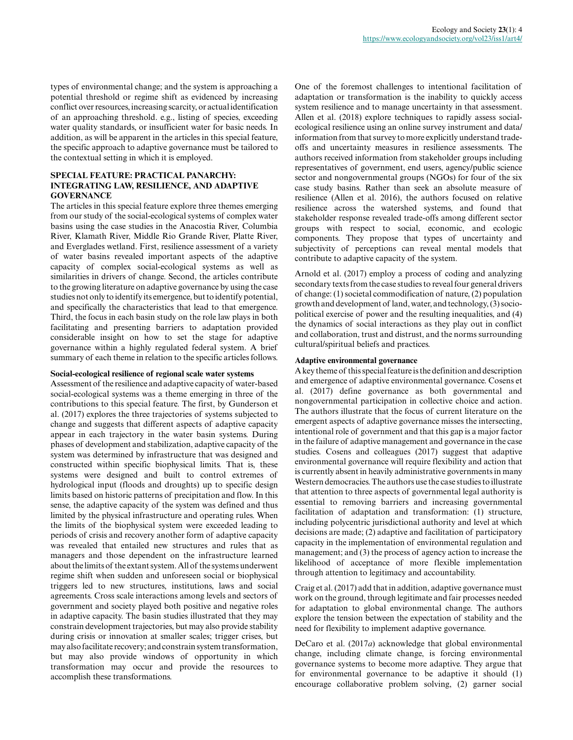types of environmental change; and the system is approaching a potential threshold or regime shift as evidenced by increasing conflict over resources, increasing scarcity, or actual identification of an approaching threshold. e.g., listing of species, exceeding water quality standards, or insufficient water for basic needs. In addition, as will be apparent in the articles in this special feature, the specific approach to adaptive governance must be tailored to the contextual setting in which it is employed.

## SPECIAL FEATURE: PRACTICAL PANARCHY: INTEGRATING LAW, RESILIENCE, AND ADAPTIVE GOVERNANCE

The articles in this special feature explore three themes emerging from our study of the social-ecological systems of complex water basins using the case studies in the Anacostia River, Columbia River, Klamath River, Middle Rio Grande River, Platte River, and Everglades wetland. First, resilience assessment of a variety of water basins revealed important aspects of the adaptive capacity of complex social-ecological systems as well as similarities in drivers of change. Second, the articles contribute to the growing literature on adaptive governance by using the case studies not only to identify its emergence, but to identify potential, and specifically the characteristics that lead to that emergence. Third, the focus in each basin study on the role law plays in both facilitating and presenting barriers to adaptation provided considerable insight on how to set the stage for adaptive governance within a highly regulated federal system. A brief summary of each theme in relation to the specific articles follows.

### Social-ecological resilience of regional scale water systems

Assessment of the resilience and adaptive capacity of water-based social-ecological systems was a theme emerging in three of the contributions to this special feature. The first, by Gunderson et al. (2017) explores the three trajectories of systems subjected to change and suggests that different aspects of adaptive capacity appear in each trajectory in the water basin systems. During phases of development and stabilization, adaptive capacity of the system was determined by infrastructure that was designed and constructed within specific biophysical limits. That is, these systems were designed and built to control extremes of hydrological input (floods and droughts) up to specific design limits based on historic patterns of precipitation and flow. In this sense, the adaptive capacity of the system was defined and thus limited by the physical infrastructure and operating rules. When the limits of the biophysical system were exceeded leading to periods of crisis and recovery another form of adaptive capacity was revealed that entailed new structures and rules that as managers and those dependent on the infrastructure learned about the limits of the extant system. All of the systems underwent regime shift when sudden and unforeseen social or biophysical triggers led to new structures, institutions, laws and social agreements. Cross scale interactions among levels and sectors of government and society played both positive and negative roles in adaptive capacity. The basin studies illustrated that they may constrain development trajectories, but may also provide stability during crisis or innovation at smaller scales; trigger crises, but may also facilitate recovery; and constrain system transformation, but may also provide windows of opportunity in which transformation may occur and provide the resources to accomplish these transformations.

One of the foremost challenges to intentional facilitation of adaptation or transformation is the inability to quickly access system resilience and to manage uncertainty in that assessment. Allen et al. (2018) explore techniques to rapidly assess social-ecological resilience using an online survey instrument and data/information from that survey to more explicitly understand trade-offs and uncertainty measures in resilience assessments. The authors received information from stakeholder groups including representatives of government, end users, agency/public science sector and nongovernmental groups (NGOs) for four of the six case study basins. Rather than seek an absolute measure of resilience (Allen et al. 2016), the authors focused on relative resilience across the watershed systems, and found that stakeholder response revealed trade-offs among different sector groups with respect to social, economic, and ecologic components. They propose that types of uncertainty and subjectivity of perceptions can reveal mental models that contribute to adaptive capacity of the system.

Arnold et al. (2017) employ a process of coding and analyzing secondary texts from the case studies to reveal four general drivers of change: (1) societal commodification of nature, (2) population growth and development of land, water, and technology, (3) socio-political exercise of power and the resulting inequalities, and (4) the dynamics of social interactions as they play out in conflict and collaboration, trust and distrust, and the norms surrounding cultural/spiritual beliefs and practices.

### Adaptive environmental governance

A key theme of this special feature is the definition and description and emergence of adaptive environmental governance. Cosens et al. (2017) define governance as both governmental and nongovernmental participation in collective choice and action. The authors illustrate that the focus of current literature on the emergent aspects of adaptive governance misses the intersecting, intentional role of government and that this gap is a major factor in the failure of adaptive management and governance in the case studies. Cosens and colleagues (2017) suggest that adaptive environmental governance will require flexibility and action that is currently absent in heavily administrative governments in many Western democracies. The authors use the case studies to illustrate that attention to three aspects of governmental legal authority is essential to removing barriers and increasing governmental facilitation of adaptation and transformation: (1) structure, including polycentric jurisdictional authority and level at which decisions are made; (2) adaptive and facilitation of participatory capacity in the implementation of environmental regulation and management; and (3) the process of agency action to increase the likelihood of acceptance of more flexible implementation through attention to legitimacy and accountability.

Craig et al. (2017) add that in addition, adaptive governance must work on the ground, through legitimate and fair processes needed for adaptation to global environmental change. The authors explore the tension between the expectation of stability and the need for flexibility to implement adaptive governance.

DeCaro et al. (2017*a*) acknowledge that global environmental change, including climate change, is forcing environmental governance systems to become more adaptive. They argue that for environmental governance to be adaptive it should (1) encourage collaborative problem solving, (2) garner social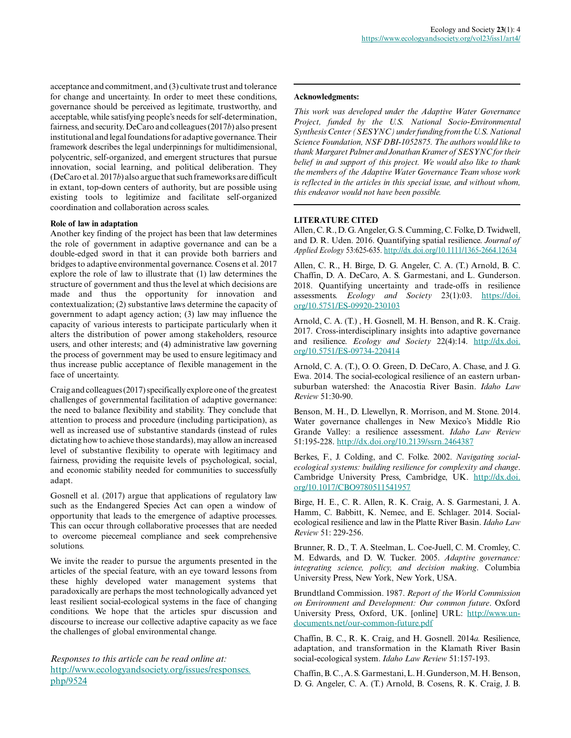acceptance and commitment, and (3) cultivate trust and tolerance for change and uncertainty. In order to meet these conditions, governance should be perceived as legitimate, trustworthy, and acceptable, while satisfying people's needs for self-determination, fairness, and security. DeCaro and colleagues (2017*b*) also present institutional and legal foundations for adaptive governance. Their framework describes the legal underpinnings for multidimensional, polycentric, self-organized, and emergent structures that pursue innovation, social learning, and political deliberation. They (DeCaro et al. 2017*b*) also argue that such frameworks are difficult in extant, top-down centers of authority, but are possible using existing tools to legitimize and facilitate self-organized coordination and collaboration across scales.

**Role of law in adaptation**

Another key finding of the project has been that law determines the role of government in adaptive governance and can be a double-edged sword in that it can provide both barriers and bridges to adaptive environmental governance. Cosens et al. 2017 explore the role of law to illustrate that (1) law determines the structure of government and thus the level at which decisions are made and thus the opportunity for innovation and contextualization; (2) substantive laws determine the capacity of government to adapt agency action; (3) law may influence the capacity of various interests to participate particularly when it alters the distribution of power among stakeholders, resource users, and other interests; and (4) administrative law governing the process of government may be used to ensure legitimacy and thus increase public acceptance of flexible management in the face of uncertainty.

Craig and colleagues (2017) specifically explore one of the greatest challenges of governmental facilitation of adaptive governance: the need to balance flexibility and stability. They conclude that attention to process and procedure (including participation), as well as increased use of substantive standards (instead of rules dictating how to achieve those standards), may allow an increased level of substantive flexibility to operate with legitimacy and fairness, providing the requisite levels of psychological, social, and economic stability needed for communities to successfully adapt.

Gosnell et al. (2017) argue that applications of regulatory law such as the Endangered Species Act can open a window of opportunity that leads to the emergence of adaptive processes. This can occur through collaborative processes that are needed to overcome piecemeal compliance and seek comprehensive solutions.

We invite the reader to pursue the arguments presented in the articles of the special feature, with an eye toward lessons from these highly developed water management systems that paradoxically are perhaps the most technologically advanced yet least resilient social-ecological systems in the face of changing conditions. We hope that the articles spur discussion and discourse to increase our collective adaptive capacity as we face the challenges of global environmental change.

*Responses to this article can be read online at:*
http://www.ecologyandsociety.org/issues/responses.php/9524

**Acknowledgments:**

*This work was developed under the Adaptive Water Governance Project, funded by the U.S. National Socio-Environmental Synthesis Center (SESYNC) under funding from the U.S. National Science Foundation, NSF DBI-1052875. The authors would like to thank Margaret Palmer and Jonathan Kramer of SESYNC for their belief in and support of this project. We would also like to thank the members of the Adaptive Water Governance Team whose work is reflected in the articles in this special issue, and without whom, this endeavor would not have been possible.*

**LITERATURE CITED**

Allen, C. R., D. G. Angeler, G. S. Cumming, C. Folke, D. Twidwell, and D. R. Uden. 2016. Quantifying spatial resilience. *Journal of Applied Ecology* 53:625-635. http://dx.doi.org/10.1111/1365-2664.12634

Allen, C. R., H. Birge, D. G. Angeler, C. A. (T.) Arnold, B. C. Chaffin, D. A. DeCaro, A. S. Garmestani, and L. Gunderson. 2018. Quantifying uncertainty and trade-offs in resilience assessments. *Ecology and Society* 23(1):03. https://doi.org/10.5751/ES-09920-230103

Arnold, C. A. (T.) , H. Gosnell, M. H. Benson, and R. K. Craig. 2017. Cross-interdisciplinary insights into adaptive governance and resilience. *Ecology and Society* 22(4):14. http://dx.doi.org/10.5751/ES-09734-220414

Arnold, C. A. (T.), O. O. Green, D. DeCaro, A. Chase, and J. G. Ewa. 2014. The social-ecological resilience of an eastern urban-suburban watershed: the Anacostia River Basin. *Idaho Law Review* 51:30-90.

Benson, M. H., D. Llewellyn, R. Morrison, and M. Stone. 2014. Water governance challenges in New Mexico's Middle Rio Grande Valley: a resilience assessment. *Idaho Law Review* 51:195-228. http://dx.doi.org/10.2139/ssrn.2464387

Berkes, F., J. Colding, and C. Folke. 2002. *Navigating social-ecological systems: building resilience for complexity and change*. Cambridge University Press, Cambridge, UK. http://dx.doi.org/10.1017/CBO9780511541957

Birge, H. E., C. R. Allen, R. K. Craig, A. S. Garmestani, J. A. Hamm, C. Babbitt, K. Nemec, and E. Schlager. 2014. Social-ecological resilience and law in the Platte River Basin. *Idaho Law Review* 51: 229-256.

Brunner, R. D., T. A. Steelman, L. Coe-Juell, C. M. Cromley, C. M. Edwards, and D. W. Tucker. 2005. *Adaptive governance: integrating science, policy, and decision making*. Columbia University Press, New York, New York, USA.

Brundtland Commission. 1987. *Report of the World Commission on Environment and Development: Our common future*. Oxford University Press, Oxford, UK. [online] URL: http://www.un-documents.net/our-common-future.pdf

Chaffin, B. C., R. K. Craig, and H. Gosnell. 2014*a*. Resilience, adaptation, and transformation in the Klamath River Basin social-ecological system. *Idaho Law Review* 51:157-193.

Chaffin, B. C., A. S. Garmestani, L. H. Gunderson, M. H. Benson, D. G. Angeler, C. A. (T.) Arnold, B. Cosens, R. K. Craig, J. B.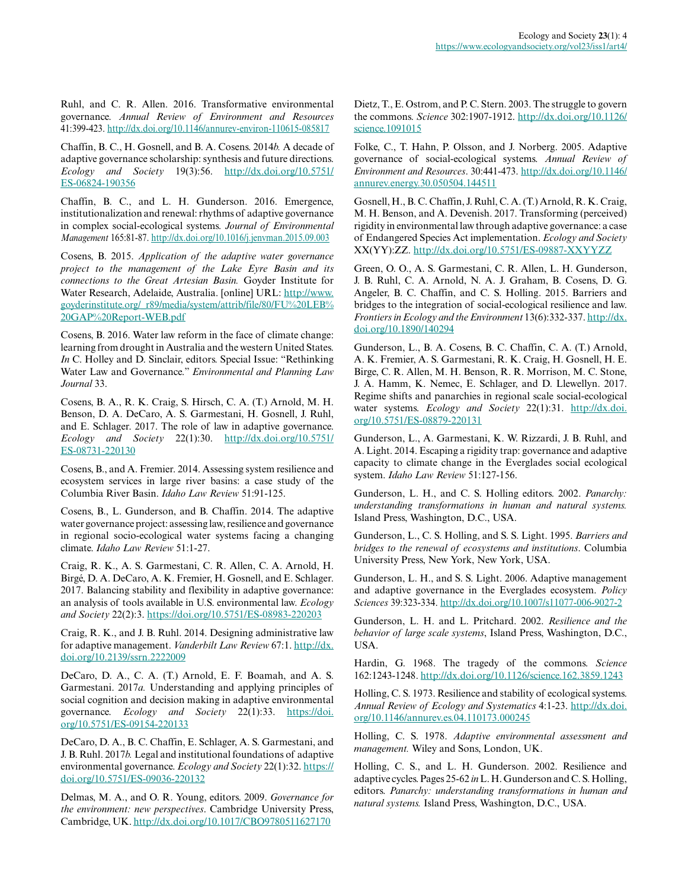Ruhl, and C. R. Allen. 2016. Transformative environmental governance. *Annual Review of Environment and Resources* 41:399-423. http://dx.doi.org/10.1146/annurev-environ-110615-085817

Chaffin, B. C., H. Gosnell, and B. A. Cosens. 2014*b.* A decade of adaptive governance scholarship: synthesis and future directions. *Ecology and Society* 19(3):56. http://dx.doi.org/10.5751/ES-06824-190356

Chaffin, B. C., and L. H. Gunderson. 2016. Emergence, institutionalization and renewal: rhythms of adaptive governance in complex social-ecological systems. *Journal of Environmental Management* 165:81-87. http://dx.doi.org/10.1016/j.jenvman.2015.09.003

Cosens, B. 2015. *Application of the adaptive water governance project to the management of the Lake Eyre Basin and its connections to the Great Artesian Basin.* Goyder Institute for Water Research, Adelaide, Australia. [online] URL: http://www.goyderinstitute.org/_r89/media/system/attrib/file/80/FU%20LEB%20GAP%20Report-WEB.pdf

Cosens, B. 2016. Water law reform in the face of climate change: learning from drought in Australia and the western United States. *In* C. Holley and D. Sinclair, editors. Special Issue: "Rethinking Water Law and Governance." *Environmental and Planning Law Journal* 33.

Cosens, B. A., R. K. Craig, S. Hirsch, C. A. (T.) Arnold, M. H. Benson, D. A. DeCaro, A. S. Garmestani, H. Gosnell, J. Ruhl, and E. Schlager. 2017. The role of law in adaptive governance. *Ecology and Society* 22(1):30. http://dx.doi.org/10.5751/ES-08731-220130

Cosens, B., and A. Fremier. 2014. Assessing system resilience and ecosystem services in large river basins: a case study of the Columbia River Basin. *Idaho Law Review* 51:91-125.

Cosens, B., L. Gunderson, and B. Chaffin. 2014. The adaptive water governance project: assessing law, resilience and governance in regional socio-ecological water systems facing a changing climate. *Idaho Law Review* 51:1-27.

Craig, R. K., A. S. Garmestani, C. R. Allen, C. A. Arnold, H. Birgé, D. A. DeCaro, A. K. Fremier, H. Gosnell, and E. Schlager. 2017. Balancing stability and flexibility in adaptive governance: an analysis of tools available in U.S. environmental law. *Ecology and Society* 22(2):3. https://doi.org/10.5751/ES-08983-220203

Craig, R. K., and J. B. Ruhl. 2014. Designing administrative law for adaptive management. *Vanderbilt Law Review* 67:1. http://dx.doi.org/10.2139/ssrn.2222009

DeCaro, D. A., C. A. (T.) Arnold, E. F. Boamah, and A. S. Garmestani. 2017*a.* Understanding and applying principles of social cognition and decision making in adaptive environmental governance. *Ecology and Society* 22(1):33. https://doi.org/10.5751/ES-09154-220133

DeCaro, D. A., B. C. Chaffin, E. Schlager, A. S. Garmestani, and J. B. Ruhl. 2017*b.* Legal and institutional foundations of adaptive environmental governance. *Ecology and Society* 22(1):32. https://doi.org/10.5751/ES-09036-220132

Delmas, M. A., and O. R. Young, editors. 2009. *Governance for the environment: new perspectives*. Cambridge University Press, Cambridge, UK. http://dx.doi.org/10.1017/CBO9780511627170

Dietz, T., E. Ostrom, and P. C. Stern. 2003. The struggle to govern the commons. *Science* 302:1907-1912. http://dx.doi.org/10.1126/science.1091015

Folke, C., T. Hahn, P. Olsson, and J. Norberg. 2005. Adaptive governance of social-ecological systems. *Annual Review of Environment and Resources*. 30:441-473. http://dx.doi.org/10.1146/annurev.energy.30.050504.144511

Gosnell, H., B. C. Chaffin, J. Ruhl, C. A. (T.) Arnold, R. K. Craig, M. H. Benson, and A. Devenish. 2017. Transforming (perceived) rigidity in environmental law through adaptive governance: a case of Endangered Species Act implementation. *Ecology and Society* XX(YY):ZZ. http://dx.doi.org/10.5751/ES-09887-XXYYZZ

Green, O. O., A. S. Garmestani, C. R. Allen, L. H. Gunderson, J. B. Ruhl, C. A. Arnold, N. A. J. Graham, B. Cosens, D. G. Angeler, B. C. Chaffin, and C. S. Holling. 2015. Barriers and bridges to the integration of social-ecological resilience and law. *Frontiers in Ecology and the Environment* 13(6):332-337. http://dx.doi.org/10.1890/140294

Gunderson, L., B. A. Cosens, B. C. Chaffin, C. A. (T.) Arnold, A. K. Fremier, A. S. Garmestani, R. K. Craig, H. Gosnell, H. E. Birge, C. R. Allen, M. H. Benson, R. R. Morrison, M. C. Stone, J. A. Hamm, K. Nemec, E. Schlager, and D. Llewellyn. 2017. Regime shifts and panarchies in regional scale social-ecological water systems. *Ecology and Society* 22(1):31. http://dx.doi.org/10.5751/ES-08879-220131

Gunderson, L., A. Garmestani, K. W. Rizzardi, J. B. Ruhl, and A. Light. 2014. Escaping a rigidity trap: governance and adaptive capacity to climate change in the Everglades social ecological system. *Idaho Law Review* 51:127-156.

Gunderson, L. H., and C. S. Holling editors. 2002. *Panarchy: understanding transformations in human and natural systems.* Island Press, Washington, D.C., USA.

Gunderson, L., C. S. Holling, and S. S. Light. 1995. *Barriers and bridges to the renewal of ecosystems and institutions*. Columbia University Press, New York, New York, USA.

Gunderson, L. H., and S. S. Light. 2006. Adaptive management and adaptive governance in the Everglades ecosystem. *Policy Sciences* 39:323-334. http://dx.doi.org/10.1007/s11077-006-9027-2

Gunderson, L. H. and L. Pritchard. 2002. *Resilience and the behavior of large scale systems*, Island Press, Washington, D.C., USA.

Hardin, G. 1968. The tragedy of the commons. *Science* 162:1243-1248. http://dx.doi.org/10.1126/science.162.3859.1243

Holling, C. S. 1973. Resilience and stability of ecological systems. *Annual Review of Ecology and Systematics* 4:1-23. http://dx.doi.org/10.1146/annurev.es.04.110173.000245

Holling, C. S. 1978. *Adaptive environmental assessment and management.* Wiley and Sons, London, UK.

Holling, C. S., and L. H. Gunderson. 2002. Resilience and adaptive cycles. Pages 25-62 *in* L. H. Gunderson and C. S. Holling, editors. *Panarchy: understanding transformations in human and natural systems.* Island Press, Washington, D.C., USA.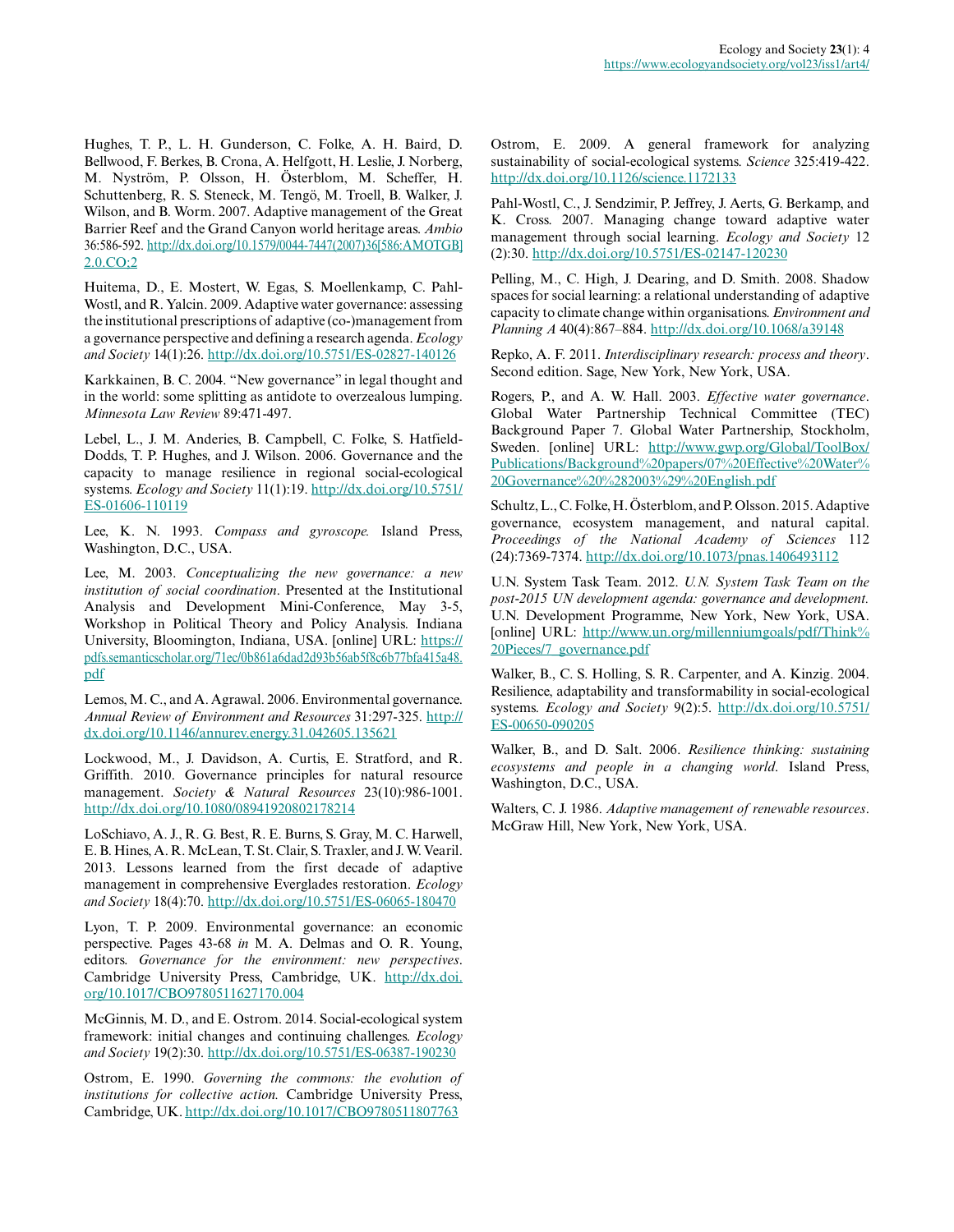Hughes, T. P., L. H. Gunderson, C. Folke, A. H. Baird, D. Bellwood, F. Berkes, B. Crona, A. Helfgott, H. Leslie, J. Norberg, M. Nyström, P. Olsson, H. Österblom, M. Scheffer, H. Schuttenberg, R. S. Steneck, M. Tengö, M. Troell, B. Walker, J. Wilson, and B. Worm. 2007. Adaptive management of the Great Barrier Reef and the Grand Canyon world heritage areas. *Ambio* 36:586-592. http://dx.doi.org/10.1579/0044-7447(2007)36[586:AMOTGB]2.0.CO;2

Huitema, D., E. Mostert, W. Egas, S. Moellenkamp, C. Pahl-Wostl, and R. Yalcin. 2009. Adaptive water governance: assessing the institutional prescriptions of adaptive (co-)management from a governance perspective and defining a research agenda. *Ecology and Society* 14(1):26. http://dx.doi.org/10.5751/ES-02827-140126

Karkkainen, B. C. 2004. "New governance" in legal thought and in the world: some splitting as antidote to overzealous lumping. *Minnesota Law Review* 89:471-497.

Lebel, L., J. M. Anderies, B. Campbell, C. Folke, S. Hatfield-Dodds, T. P. Hughes, and J. Wilson. 2006. Governance and the capacity to manage resilience in regional social-ecological systems. *Ecology and Society* 11(1):19. http://dx.doi.org/10.5751/ES-01606-110119

Lee, K. N. 1993. *Compass and gyroscope.* Island Press, Washington, D.C., USA.

Lee, M. 2003. *Conceptualizing the new governance: a new institution of social coordination*. Presented at the Institutional Analysis and Development Mini-Conference, May 3-5, Workshop in Political Theory and Policy Analysis. Indiana University, Bloomington, Indiana, USA. [online] URL: https://pdfs.semanticscholar.org/71ec/0b861a6dad2d93b56ab5f8c6b77bfa415a48.pdf

Lemos, M. C., and A. Agrawal. 2006. Environmental governance. *Annual Review of Environment and Resources* 31:297-325. http://dx.doi.org/10.1146/annurev.energy.31.042605.135621

Lockwood, M., J. Davidson, A. Curtis, E. Stratford, and R. Griffith. 2010. Governance principles for natural resource management. *Society & Natural Resources* 23(10):986-1001. http://dx.doi.org/10.1080/08941920802178214

LoSchiavo, A. J., R. G. Best, R. E. Burns, S. Gray, M. C. Harwell, E. B. Hines, A. R. McLean, T. St. Clair, S. Traxler, and J. W. Vearil. 2013. Lessons learned from the first decade of adaptive management in comprehensive Everglades restoration. *Ecology and Society* 18(4):70. http://dx.doi.org/10.5751/ES-06065-180470

Lyon, T. P. 2009. Environmental governance: an economic perspective. Pages 43-68 *in* M. A. Delmas and O. R. Young, editors. *Governance for the environment: new perspectives*. Cambridge University Press, Cambridge, UK. http://dx.doi.org/10.1017/CBO9780511627170.004

McGinnis, M. D., and E. Ostrom. 2014. Social-ecological system framework: initial changes and continuing challenges. *Ecology and Society* 19(2):30. http://dx.doi.org/10.5751/ES-06387-190230

Ostrom, E. 1990. *Governing the commons: the evolution of institutions for collective action.* Cambridge University Press, Cambridge, UK. http://dx.doi.org/10.1017/CBO9780511807763

Ostrom, E. 2009. A general framework for analyzing sustainability of social-ecological systems. *Science* 325:419-422. http://dx.doi.org/10.1126/science.1172133

Pahl-Wostl, C., J. Sendzimir, P. Jeffrey, J. Aerts, G. Berkamp, and K. Cross. 2007. Managing change toward adaptive water management through social learning. *Ecology and Society* 12(2):30. http://dx.doi.org/10.5751/ES-02147-120230

Pelling, M., C. High, J. Dearing, and D. Smith. 2008. Shadow spaces for social learning: a relational understanding of adaptive capacity to climate change within organisations. *Environment and Planning A* 40(4):867–884. http://dx.doi.org/10.1068/a39148

Repko, A. F. 2011. *Interdisciplinary research: process and theory*. Second edition. Sage, New York, New York, USA.

Rogers, P., and A. W. Hall. 2003. *Effective water governance*. Global Water Partnership Technical Committee (TEC) Background Paper 7. Global Water Partnership, Stockholm, Sweden. [online] URL: http://www.gwp.org/Global/ToolBox/Publications/Background%20papers/07%20Effective%20Water%20Governance%20%282003%29%20English.pdf

Schultz, L., C. Folke, H. Österblom, and P. Olsson. 2015. Adaptive governance, ecosystem management, and natural capital. *Proceedings of the National Academy of Sciences* 112(24):7369-7374. http://dx.doi.org/10.1073/pnas.1406493112

U.N. System Task Team. 2012. *U.N. System Task Team on the post-2015 UN development agenda: governance and development.* U.N. Development Programme, New York, New York, USA. [online] URL: http://www.un.org/millenniumgoals/pdf/Think%20Pieces/7_governance.pdf

Walker, B., C. S. Holling, S. R. Carpenter, and A. Kinzig. 2004. Resilience, adaptability and transformability in social-ecological systems. *Ecology and Society* 9(2):5. http://dx.doi.org/10.5751/ES-00650-090205

Walker, B., and D. Salt. 2006. *Resilience thinking: sustaining ecosystems and people in a changing world*. Island Press, Washington, D.C., USA.

Walters, C. J. 1986. *Adaptive management of renewable resources*. McGraw Hill, New York, New York, USA.